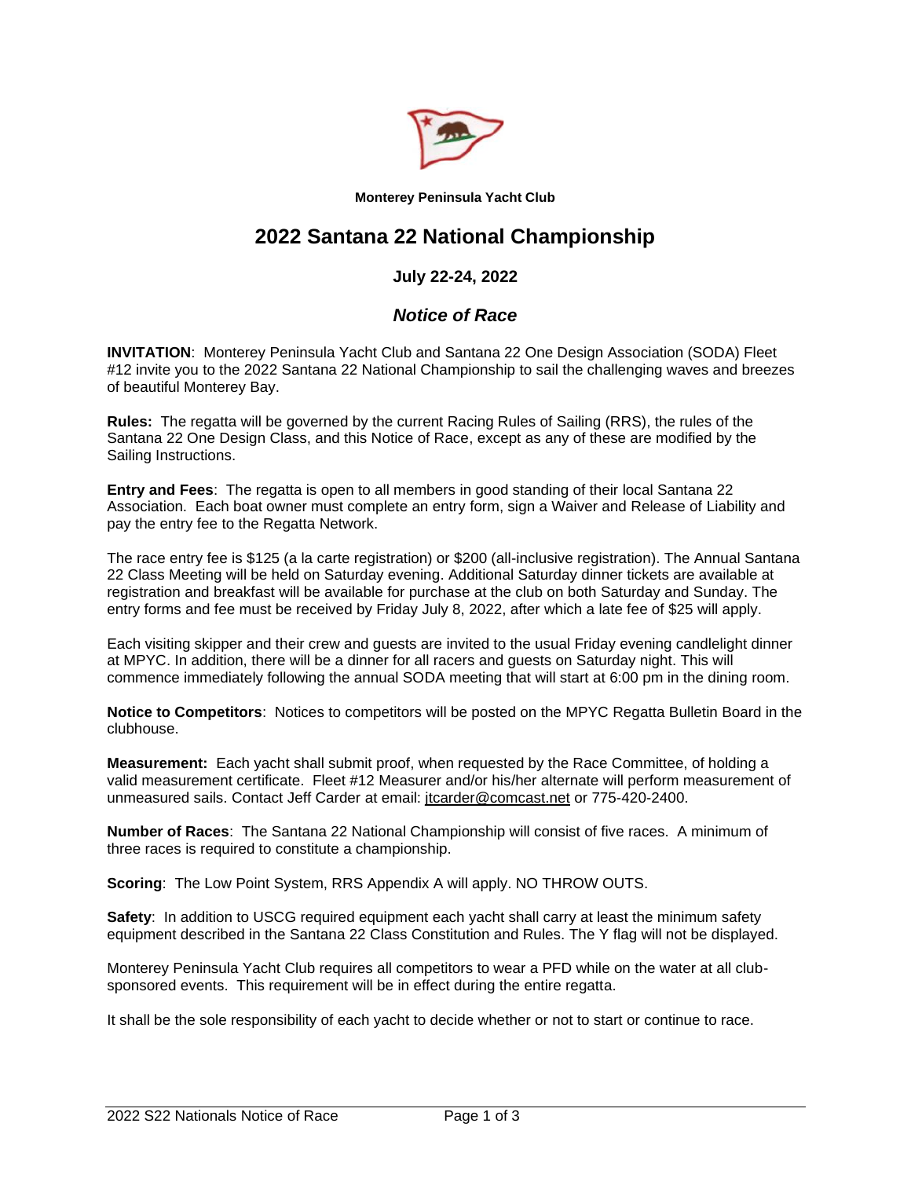**Monterey Peninsula Yacht Club**

# 2022 Santana 22 National Championship

### July 22-24, 2022

### *Notice of Race*

**INVITATION**: Monterey Peninsula Yacht Club and Santana 22 One Design Association (SODA) Fleet #12 invite you to the 2022 Santana 22 National Championship to sail the challenging waves and breezes of beautiful Monterey Bay.

**Rules:** The regatta will be governed by the current Racing Rules of Sailing (RRS), the rules of the Santana 22 One Design Class, and this Notice of Race, except as any of these are modified by the Sailing Instructions.

**Entry and Fees**: The regatta is open to all members in good standing of their local Santana 22 Association. Each boat owner must complete an entry form, sign a Waiver and Release of Liability and pay the entry fee to the Regatta Network.

The race entry fee is $125 (a la carte registration) or $200 (all-inclusive registration). The Annual Santana 22 Class Meeting will be held on Saturday evening. Additional Saturday dinner tickets are available at registration and breakfast will be available for purchase at the club on both Saturday and Sunday. The entry forms and fee must be received by Friday July 8, 2022, after which a late fee of $25 will apply.

Each visiting skipper and their crew and guests are invited to the usual Friday evening candlelight dinner at MPYC. In addition, there will be a dinner for all racers and guests on Saturday night. This will commence immediately following the annual SODA meeting that will start at 6:00 pm in the dining room.

**Notice to Competitors**: Notices to competitors will be posted on the MPYC Regatta Bulletin Board in the clubhouse.

**Measurement:** Each yacht shall submit proof, when requested by the Race Committee, of holding a valid measurement certificate. Fleet #12 Measurer and/or his/her alternate will perform measurement of unmeasured sails. Contact Jeff Carder at email: jtcarder@comcast.net or 775-420-2400.

**Number of Races**: The Santana 22 National Championship will consist of five races. A minimum of three races is required to constitute a championship.

**Scoring**: The Low Point System, RRS Appendix A will apply. NO THROW OUTS.

**Safety**: In addition to USCG required equipment each yacht shall carry at least the minimum safety equipment described in the Santana 22 Class Constitution and Rules. The Y flag will not be displayed.

Monterey Peninsula Yacht Club requires all competitors to wear a PFD while on the water at all club-sponsored events. This requirement will be in effect during the entire regatta.

It shall be the sole responsibility of each yacht to decide whether or not to start or continue to race.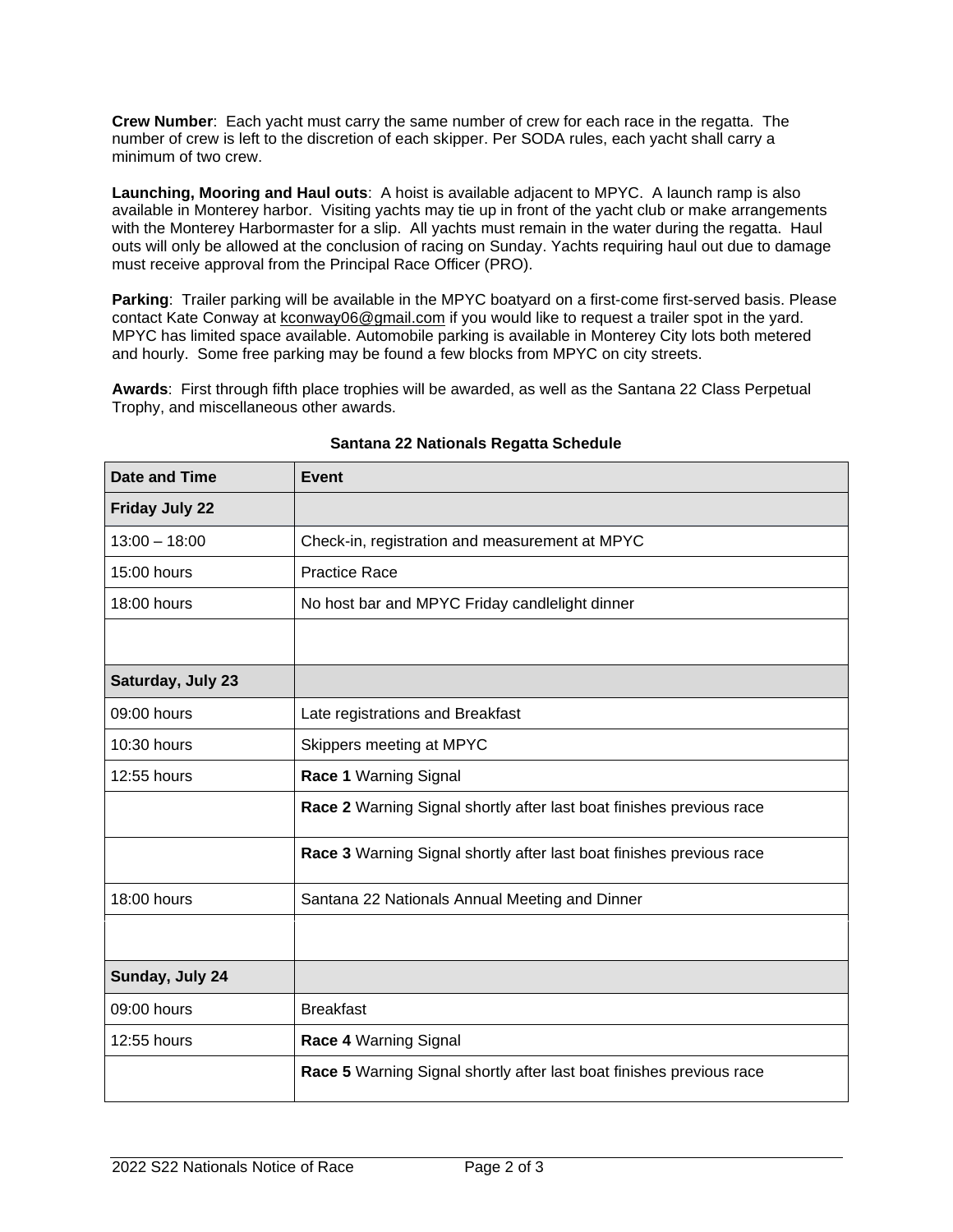**Crew Number**: Each yacht must carry the same number of crew for each race in the regatta. The number of crew is left to the discretion of each skipper. Per SODA rules, each yacht shall carry a minimum of two crew.

**Launching, Mooring and Haul outs**: A hoist is available adjacent to MPYC. A launch ramp is also available in Monterey harbor. Visiting yachts may tie up in front of the yacht club or make arrangements with the Monterey Harbormaster for a slip. All yachts must remain in the water during the regatta. Haul outs will only be allowed at the conclusion of racing on Sunday. Yachts requiring haul out due to damage must receive approval from the Principal Race Officer (PRO).

**Parking**: Trailer parking will be available in the MPYC boatyard on a first-come first-served basis. Please contact Kate Conway at kconway06@gmail.com if you would like to request a trailer spot in the yard. MPYC has limited space available. Automobile parking is available in Monterey City lots both metered and hourly. Some free parking may be found a few blocks from MPYC on city streets.

**Awards**: First through fifth place trophies will be awarded, as well as the Santana 22 Class Perpetual Trophy, and miscellaneous other awards.

**Santana 22 Nationals Regatta Schedule**

| Date and Time | Event |
|---|---|
| **Friday July 22** | |
| 13:00 – 18:00 | Check-in, registration and measurement at MPYC |
| 15:00 hours | Practice Race |
| 18:00 hours | No host bar and MPYC Friday candlelight dinner |
| | |
| **Saturday, July 23** | |
| 09:00 hours | Late registrations and Breakfast |
| 10:30 hours | Skippers meeting at MPYC |
| 12:55 hours | **Race 1** Warning Signal |
| | **Race 2** Warning Signal shortly after last boat finishes previous race |
| | **Race 3** Warning Signal shortly after last boat finishes previous race |
| 18:00 hours | Santana 22 Nationals Annual Meeting and Dinner |
| | |
| **Sunday, July 24** | |
| 09:00 hours | Breakfast |
| 12:55 hours | **Race 4** Warning Signal |
| | **Race 5** Warning Signal shortly after last boat finishes previous race |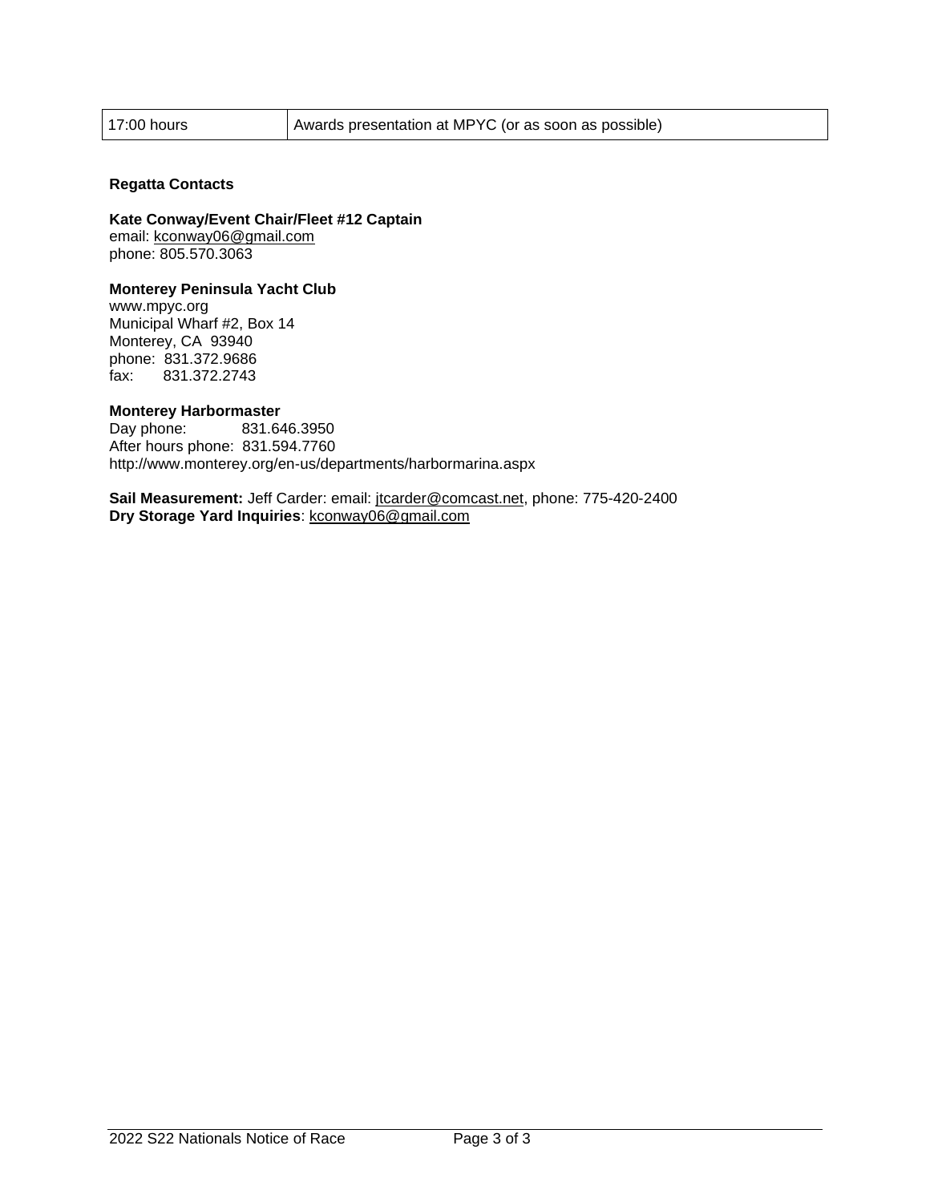| | |
|---|---|
| 17:00 hours | Awards presentation at MPYC (or as soon as possible) |

**Regatta Contacts**

**Kate Conway/Event Chair/Fleet #12 Captain**
email: kconway06@gmail.com
phone: 805.570.3063

**Monterey Peninsula Yacht Club**
www.mpyc.org
Municipal Wharf #2, Box 14
Monterey, CA 93940
phone: 831.372.9686
fax: 831.372.2743

**Monterey Harbormaster**
Day phone: 831.646.3950
After hours phone: 831.594.7760
http://www.monterey.org/en-us/departments/harbormarina.aspx

**Sail Measurement:** Jeff Carder: email: jtcarder@comcast.net, phone: 775-420-2400
**Dry Storage Yard Inquiries**: kconway06@gmail.com